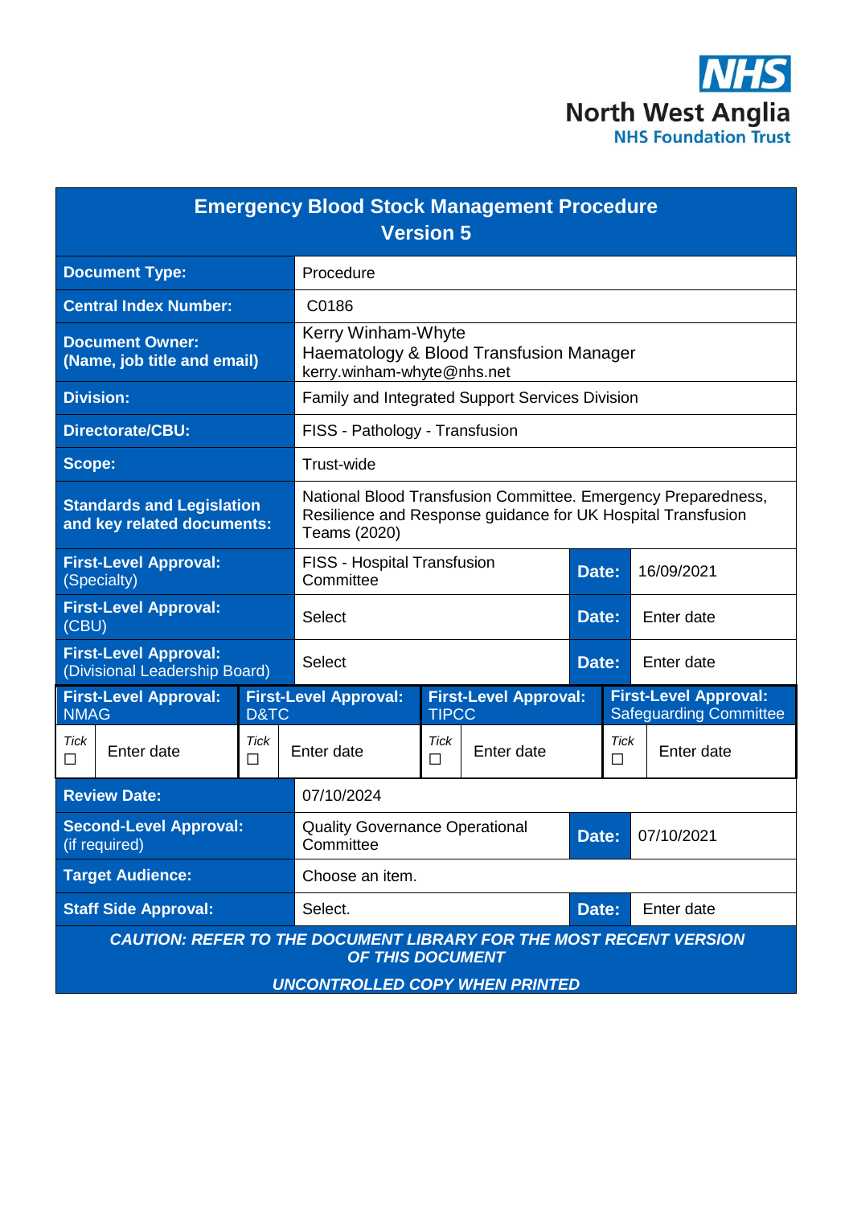NHS
North West Anglia
NHS Foundation Trust

| **Emergency Blood Stock Management Procedure Version 5** | | | |
|---|---|---|---|
| **Document Type:** | Procedure | | |
| **Central Index Number:** | C0186 | | |
| **Document Owner: (Name, job title and email)** | Kerry Winham-Whyte<br>Haematology & Blood Transfusion Manager<br>kerry.winham-whyte@nhs.net | | |
| **Division:** | Family and Integrated Support Services Division | | |
| **Directorate/CBU:** | FISS - Pathology - Transfusion | | |
| **Scope:** | Trust-wide | | |
| **Standards and Legislation and key related documents:** | National Blood Transfusion Committee. Emergency Preparedness, Resilience and Response guidance for UK Hospital Transfusion Teams (2020) | | |
| **First-Level Approval:** (Specialty) | FISS - Hospital Transfusion Committee | **Date:** | 16/09/2021 |
| **First-Level Approval:** (CBU) | Select | **Date:** | Enter date |
| **First-Level Approval:** (Divisional Leadership Board) | Select | **Date:** | Enter date |

| **First-Level Approval:** NMAG | | **First-Level Approval:** D&TC | | **First-Level Approval:** TIPCC | | **First-Level Approval:** Safeguarding Committee | |
|---|---|---|---|---|---|---|---|
| *Tick* ☐ | Enter date | *Tick* ☐ | Enter date | *Tick* ☐ | Enter date | *Tick* ☐ | Enter date |

| | | | |
|---|---|---|---|
| **Review Date:** | 07/10/2024 | | |
| **Second-Level Approval:** (if required) | Quality Governance Operational Committee | **Date:** | 07/10/2021 |
| **Target Audience:** | Choose an item. | | |
| **Staff Side Approval:** | Select. | **Date:** | Enter date |

***CAUTION: REFER TO THE DOCUMENT LIBRARY FOR THE MOST RECENT VERSION OF THIS DOCUMENT***

***UNCONTROLLED COPY WHEN PRINTED***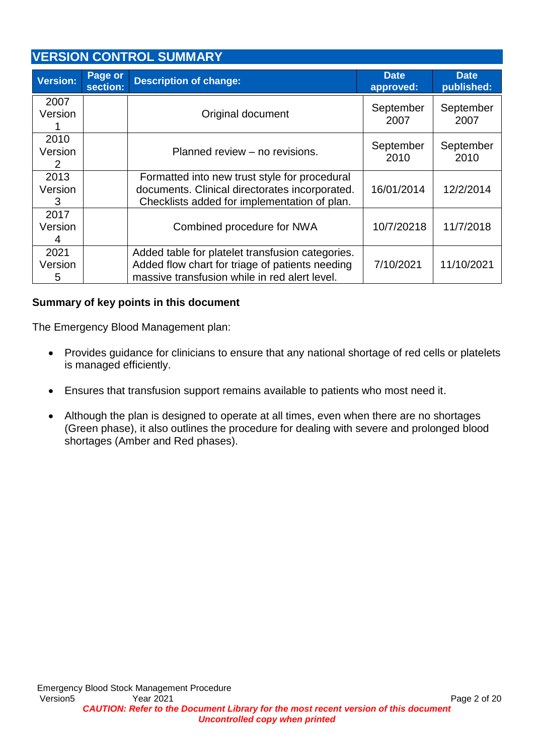## VERSION CONTROL SUMMARY

| Version: | Page or section: | Description of change: | Date approved: | Date published: |
|---|---|---|---|---|
| 2007 Version 1 | | Original document | September 2007 | September 2007 |
| 2010 Version 2 | | Planned review – no revisions. | September 2010 | September 2010 |
| 2013 Version 3 | | Formatted into new trust style for procedural documents. Clinical directorates incorporated. Checklists added for implementation of plan. | 16/01/2014 | 12/2/2014 |
| 2017 Version 4 | | Combined procedure for NWA | 10/7/20218 | 11/7/2018 |
| 2021 Version 5 | | Added table for platelet transfusion categories. Added flow chart for triage of patients needing massive transfusion while in red alert level. | 7/10/2021 | 11/10/2021 |

**Summary of key points in this document**

The Emergency Blood Management plan:

- Provides guidance for clinicians to ensure that any national shortage of red cells or platelets is managed efficiently.
- Ensures that transfusion support remains available to patients who most need it.
- Although the plan is designed to operate at all times, even when there are no shortages (Green phase), it also outlines the procedure for dealing with severe and prolonged blood shortages (Amber and Red phases).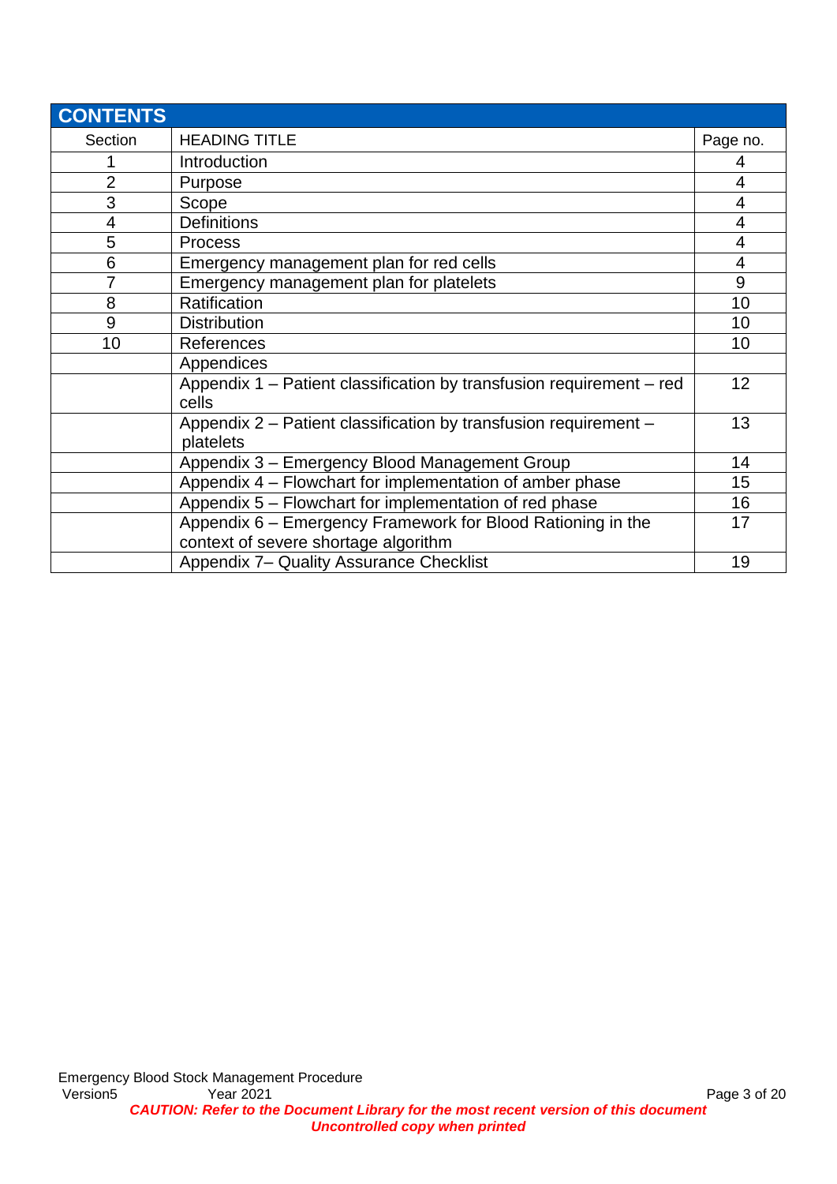## CONTENTS

| Section | HEADING TITLE | Page no. |
|---|---|---|
| 1 | Introduction | 4 |
| 2 | Purpose | 4 |
| 3 | Scope | 4 |
| 4 | Definitions | 4 |
| 5 | Process | 4 |
| 6 | Emergency management plan for red cells | 4 |
| 7 | Emergency management plan for platelets | 9 |
| 8 | Ratification | 10 |
| 9 | Distribution | 10 |
| 10 | References | 10 |
| | Appendices | |
| | Appendix 1 – Patient classification by transfusion requirement – red cells | 12 |
| | Appendix 2 – Patient classification by transfusion requirement – platelets | 13 |
| | Appendix 3 – Emergency Blood Management Group | 14 |
| | Appendix 4 – Flowchart for implementation of amber phase | 15 |
| | Appendix 5 – Flowchart for implementation of red phase | 16 |
| | Appendix 6 – Emergency Framework for Blood Rationing in the context of severe shortage algorithm | 17 |
| | Appendix 7– Quality Assurance Checklist | 19 |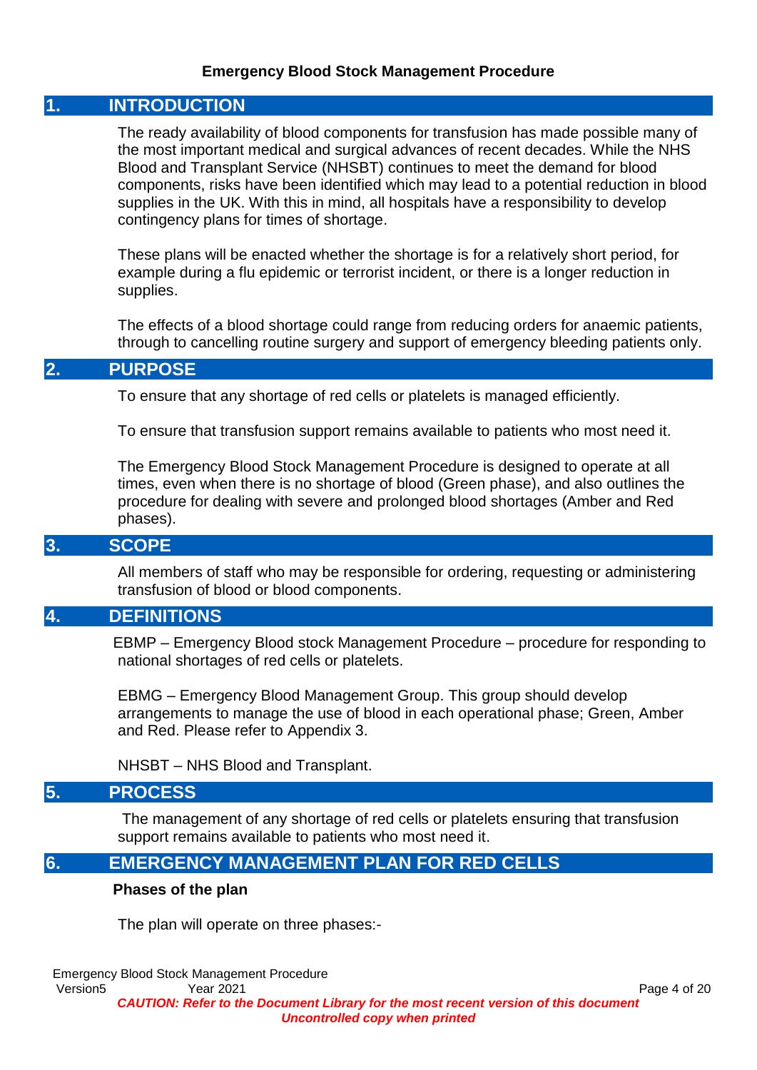**Emergency Blood Stock Management Procedure**

## 1. INTRODUCTION

The ready availability of blood components for transfusion has made possible many of the most important medical and surgical advances of recent decades. While the NHS Blood and Transplant Service (NHSBT) continues to meet the demand for blood components, risks have been identified which may lead to a potential reduction in blood supplies in the UK. With this in mind, all hospitals have a responsibility to develop contingency plans for times of shortage.

These plans will be enacted whether the shortage is for a relatively short period, for example during a flu epidemic or terrorist incident, or there is a longer reduction in supplies.

The effects of a blood shortage could range from reducing orders for anaemic patients, through to cancelling routine surgery and support of emergency bleeding patients only.

## 2. PURPOSE

To ensure that any shortage of red cells or platelets is managed efficiently.

To ensure that transfusion support remains available to patients who most need it.

The Emergency Blood Stock Management Procedure is designed to operate at all times, even when there is no shortage of blood (Green phase), and also outlines the procedure for dealing with severe and prolonged blood shortages (Amber and Red phases).

## 3. SCOPE

All members of staff who may be responsible for ordering, requesting or administering transfusion of blood or blood components.

## 4. DEFINITIONS

EBMP – Emergency Blood stock Management Procedure – procedure for responding to national shortages of red cells or platelets.

EBMG – Emergency Blood Management Group. This group should develop arrangements to manage the use of blood in each operational phase; Green, Amber and Red. Please refer to Appendix 3.

NHSBT – NHS Blood and Transplant.

## 5. PROCESS

The management of any shortage of red cells or platelets ensuring that transfusion support remains available to patients who most need it.

## 6. EMERGENCY MANAGEMENT PLAN FOR RED CELLS

**Phases of the plan**

The plan will operate on three phases:-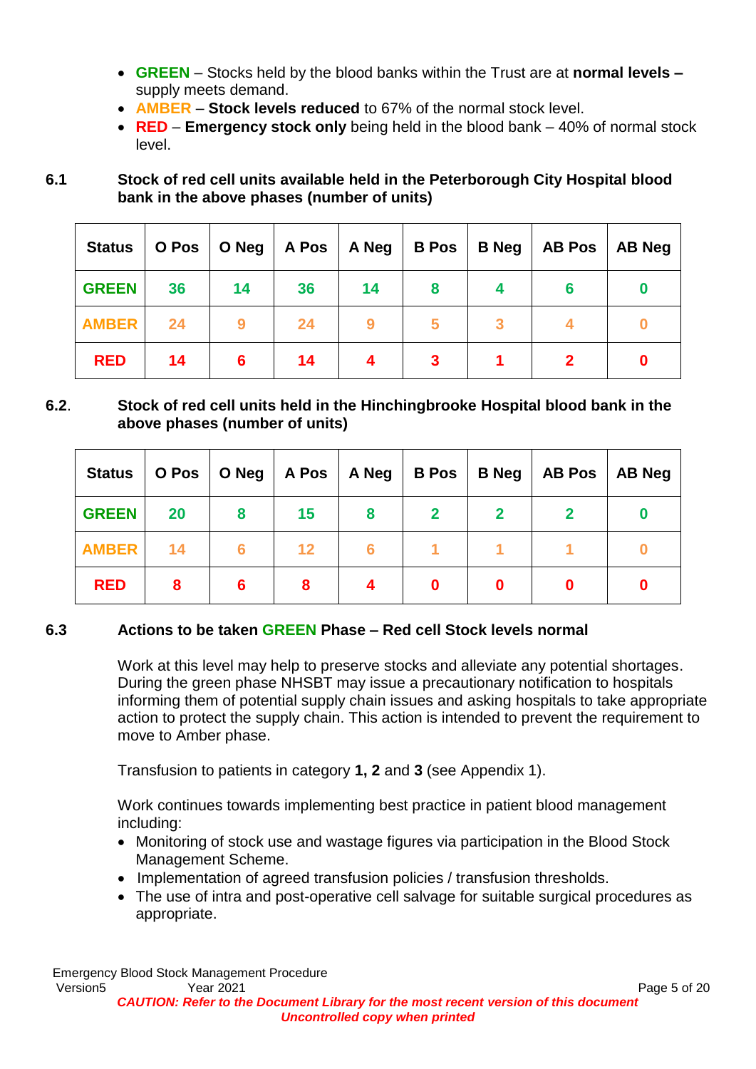- **GREEN** – Stocks held by the blood banks within the Trust are at **normal levels –** supply meets demand.
- **AMBER** – **Stock levels reduced** to 67% of the normal stock level.
- **RED** – **Emergency stock only** being held in the blood bank – 40% of normal stock level.

### 6.1 Stock of red cell units available held in the Peterborough City Hospital blood bank in the above phases (number of units)

| Status | O Pos | O Neg | A Pos | A Neg | B Pos | B Neg | AB Pos | AB Neg |
|---|---|---|---|---|---|---|---|---|
| GREEN | 36 | 14 | 36 | 14 | 8 | 4 | 6 | 0 |
| AMBER | 24 | 9 | 24 | 9 | 5 | 3 | 4 | 0 |
| RED | 14 | 6 | 14 | 4 | 3 | 1 | 2 | 0 |

### 6.2. Stock of red cell units held in the Hinchingbrooke Hospital blood bank in the above phases (number of units)

| Status | O Pos | O Neg | A Pos | A Neg | B Pos | B Neg | AB Pos | AB Neg |
|---|---|---|---|---|---|---|---|---|
| GREEN | 20 | 8 | 15 | 8 | 2 | 2 | 2 | 0 |
| AMBER | 14 | 6 | 12 | 6 | 1 | 1 | 1 | 0 |
| RED | 8 | 6 | 8 | 4 | 0 | 0 | 0 | 0 |

### 6.3 Actions to be taken GREEN Phase – Red cell Stock levels normal

Work at this level may help to preserve stocks and alleviate any potential shortages. During the green phase NHSBT may issue a precautionary notification to hospitals informing them of potential supply chain issues and asking hospitals to take appropriate action to protect the supply chain. This action is intended to prevent the requirement to move to Amber phase.

Transfusion to patients in category **1, 2** and **3** (see Appendix 1).

Work continues towards implementing best practice in patient blood management including:

- Monitoring of stock use and wastage figures via participation in the Blood Stock Management Scheme.
- Implementation of agreed transfusion policies / transfusion thresholds.
- The use of intra and post-operative cell salvage for suitable surgical procedures as appropriate.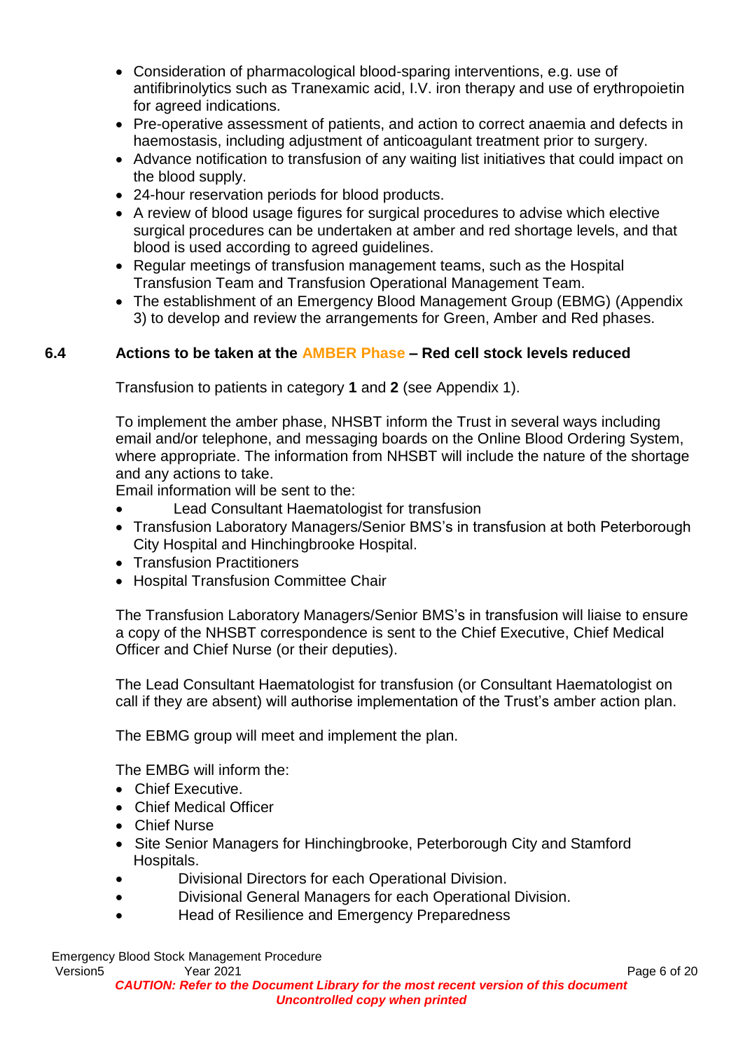- Consideration of pharmacological blood-sparing interventions, e.g. use of antifibrinolytics such as Tranexamic acid, I.V. iron therapy and use of erythropoietin for agreed indications.
- Pre-operative assessment of patients, and action to correct anaemia and defects in haemostasis, including adjustment of anticoagulant treatment prior to surgery.
- Advance notification to transfusion of any waiting list initiatives that could impact on the blood supply.
- 24-hour reservation periods for blood products.
- A review of blood usage figures for surgical procedures to advise which elective surgical procedures can be undertaken at amber and red shortage levels, and that blood is used according to agreed guidelines.
- Regular meetings of transfusion management teams, such as the Hospital Transfusion Team and Transfusion Operational Management Team.
- The establishment of an Emergency Blood Management Group (EBMG) (Appendix 3) to develop and review the arrangements for Green, Amber and Red phases.

### 6.4 Actions to be taken at the AMBER Phase – Red cell stock levels reduced

Transfusion to patients in category **1** and **2** (see Appendix 1).

To implement the amber phase, NHSBT inform the Trust in several ways including email and/or telephone, and messaging boards on the Online Blood Ordering System, where appropriate. The information from NHSBT will include the nature of the shortage and any actions to take.

Email information will be sent to the:

- Lead Consultant Haematologist for transfusion
- Transfusion Laboratory Managers/Senior BMS's in transfusion at both Peterborough City Hospital and Hinchingbrooke Hospital.
- Transfusion Practitioners
- Hospital Transfusion Committee Chair

The Transfusion Laboratory Managers/Senior BMS's in transfusion will liaise to ensure a copy of the NHSBT correspondence is sent to the Chief Executive, Chief Medical Officer and Chief Nurse (or their deputies).

The Lead Consultant Haematologist for transfusion (or Consultant Haematologist on call if they are absent) will authorise implementation of the Trust's amber action plan.

The EBMG group will meet and implement the plan.

The EMBG will inform the:

- Chief Executive.
- Chief Medical Officer
- Chief Nurse
- Site Senior Managers for Hinchingbrooke, Peterborough City and Stamford Hospitals.
- Divisional Directors for each Operational Division.
- Divisional General Managers for each Operational Division.
- Head of Resilience and Emergency Preparedness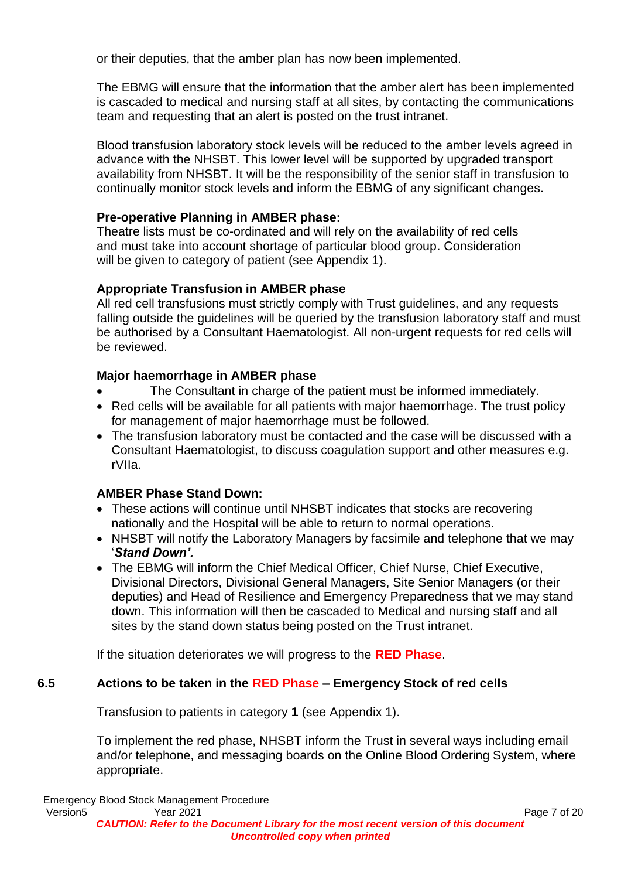or their deputies, that the amber plan has now been implemented.

The EBMG will ensure that the information that the amber alert has been implemented is cascaded to medical and nursing staff at all sites, by contacting the communications team and requesting that an alert is posted on the trust intranet.

Blood transfusion laboratory stock levels will be reduced to the amber levels agreed in advance with the NHSBT. This lower level will be supported by upgraded transport availability from NHSBT. It will be the responsibility of the senior staff in transfusion to continually monitor stock levels and inform the EBMG of any significant changes.

**Pre-operative Planning in AMBER phase:**
Theatre lists must be co-ordinated and will rely on the availability of red cells and must take into account shortage of particular blood group. Consideration will be given to category of patient (see Appendix 1).

**Appropriate Transfusion in AMBER phase**
All red cell transfusions must strictly comply with Trust guidelines, and any requests falling outside the guidelines will be queried by the transfusion laboratory staff and must be authorised by a Consultant Haematologist. All non-urgent requests for red cells will be reviewed.

**Major haemorrhage in AMBER phase**

- The Consultant in charge of the patient must be informed immediately.
- Red cells will be available for all patients with major haemorrhage. The trust policy for management of major haemorrhage must be followed.
- The transfusion laboratory must be contacted and the case will be discussed with a Consultant Haematologist, to discuss coagulation support and other measures e.g. rVIIa.

**AMBER Phase Stand Down:**

- These actions will continue until NHSBT indicates that stocks are recovering nationally and the Hospital will be able to return to normal operations.
- NHSBT will notify the Laboratory Managers by facsimile and telephone that we may '***Stand Down'.***
- The EBMG will inform the Chief Medical Officer, Chief Nurse, Chief Executive, Divisional Directors, Divisional General Managers, Site Senior Managers (or their deputies) and Head of Resilience and Emergency Preparedness that we may stand down. This information will then be cascaded to Medical and nursing staff and all sites by the stand down status being posted on the Trust intranet.

If the situation deteriorates we will progress to the **RED Phase**.

### 6.5 Actions to be taken in the RED Phase – Emergency Stock of red cells

Transfusion to patients in category **1** (see Appendix 1).

To implement the red phase, NHSBT inform the Trust in several ways including email and/or telephone, and messaging boards on the Online Blood Ordering System, where appropriate.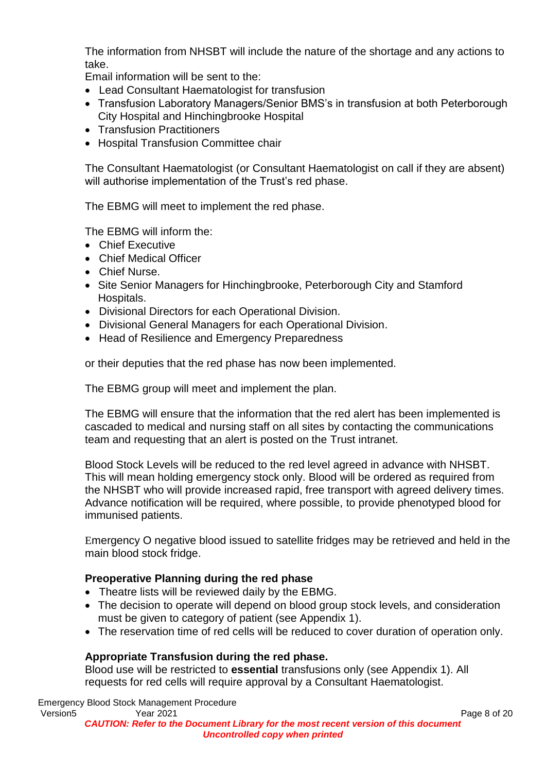The information from NHSBT will include the nature of the shortage and any actions to take.
Email information will be sent to the:

- Lead Consultant Haematologist for transfusion
- Transfusion Laboratory Managers/Senior BMS's in transfusion at both Peterborough City Hospital and Hinchingbrooke Hospital
- Transfusion Practitioners
- Hospital Transfusion Committee chair

The Consultant Haematologist (or Consultant Haematologist on call if they are absent) will authorise implementation of the Trust's red phase.

The EBMG will meet to implement the red phase.

The EBMG will inform the:

- Chief Executive
- Chief Medical Officer
- Chief Nurse.
- Site Senior Managers for Hinchingbrooke, Peterborough City and Stamford Hospitals.
- Divisional Directors for each Operational Division.
- Divisional General Managers for each Operational Division.
- Head of Resilience and Emergency Preparedness

or their deputies that the red phase has now been implemented.

The EBMG group will meet and implement the plan.

The EBMG will ensure that the information that the red alert has been implemented is cascaded to medical and nursing staff on all sites by contacting the communications team and requesting that an alert is posted on the Trust intranet.

Blood Stock Levels will be reduced to the red level agreed in advance with NHSBT. This will mean holding emergency stock only. Blood will be ordered as required from the NHSBT who will provide increased rapid, free transport with agreed delivery times. Advance notification will be required, where possible, to provide phenotyped blood for immunised patients.

Emergency O negative blood issued to satellite fridges may be retrieved and held in the main blood stock fridge.

**Preoperative Planning during the red phase**

- Theatre lists will be reviewed daily by the EBMG.
- The decision to operate will depend on blood group stock levels, and consideration must be given to category of patient (see Appendix 1).
- The reservation time of red cells will be reduced to cover duration of operation only.

**Appropriate Transfusion during the red phase.**
Blood use will be restricted to **essential** transfusions only (see Appendix 1). All requests for red cells will require approval by a Consultant Haematologist.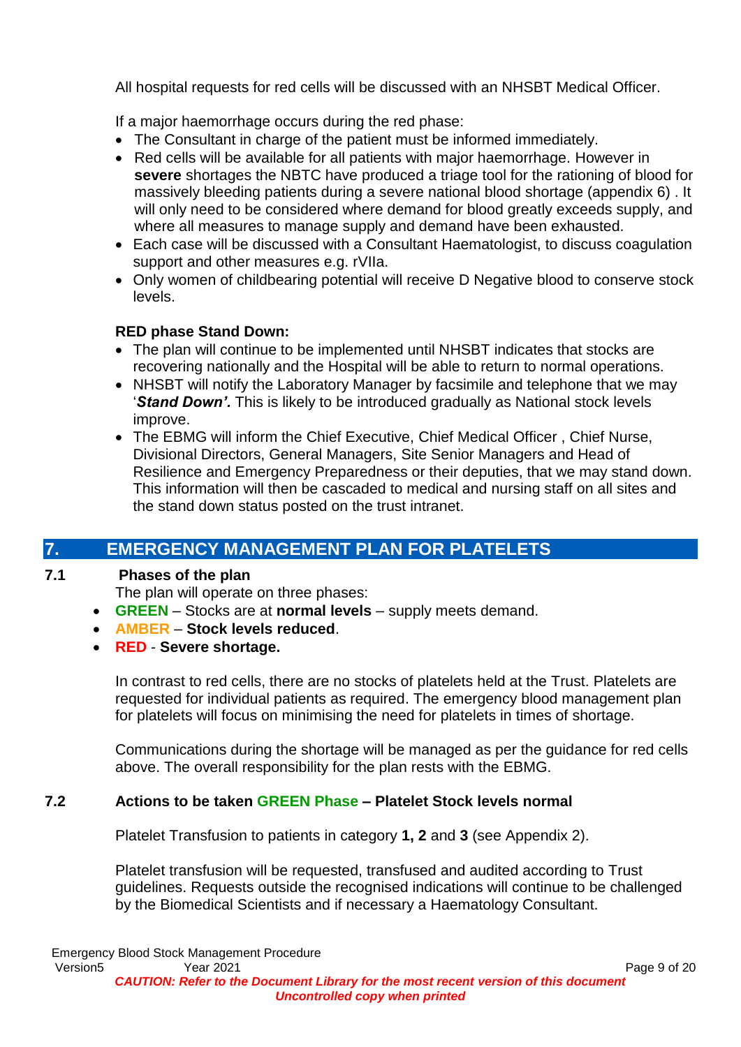All hospital requests for red cells will be discussed with an NHSBT Medical Officer.

If a major haemorrhage occurs during the red phase:

- The Consultant in charge of the patient must be informed immediately.
- Red cells will be available for all patients with major haemorrhage. However in **severe** shortages the NBTC have produced a triage tool for the rationing of blood for massively bleeding patients during a severe national blood shortage (appendix 6) . It will only need to be considered where demand for blood greatly exceeds supply, and where all measures to manage supply and demand have been exhausted.
- Each case will be discussed with a Consultant Haematologist, to discuss coagulation support and other measures e.g. rVIIa.
- Only women of childbearing potential will receive D Negative blood to conserve stock levels.

**RED phase Stand Down:**

- The plan will continue to be implemented until NHSBT indicates that stocks are recovering nationally and the Hospital will be able to return to normal operations.
- NHSBT will notify the Laboratory Manager by facsimile and telephone that we may '***Stand Down'.*** This is likely to be introduced gradually as National stock levels improve.
- The EBMG will inform the Chief Executive, Chief Medical Officer , Chief Nurse, Divisional Directors, General Managers, Site Senior Managers and Head of Resilience and Emergency Preparedness or their deputies, that we may stand down. This information will then be cascaded to medical and nursing staff on all sites and the stand down status posted on the trust intranet.

# 7. EMERGENCY MANAGEMENT PLAN FOR PLATELETS

## 7.1 Phases of the plan

The plan will operate on three phases:

- **GREEN** – Stocks are at **normal levels** – supply meets demand.
- **AMBER** – **Stock levels reduced**.
- **RED** - **Severe shortage.**

In contrast to red cells, there are no stocks of platelets held at the Trust. Platelets are requested for individual patients as required. The emergency blood management plan for platelets will focus on minimising the need for platelets in times of shortage.

Communications during the shortage will be managed as per the guidance for red cells above. The overall responsibility for the plan rests with the EBMG.

## 7.2 Actions to be taken GREEN Phase – Platelet Stock levels normal

Platelet Transfusion to patients in category **1, 2** and **3** (see Appendix 2).

Platelet transfusion will be requested, transfused and audited according to Trust guidelines. Requests outside the recognised indications will continue to be challenged by the Biomedical Scientists and if necessary a Haematology Consultant.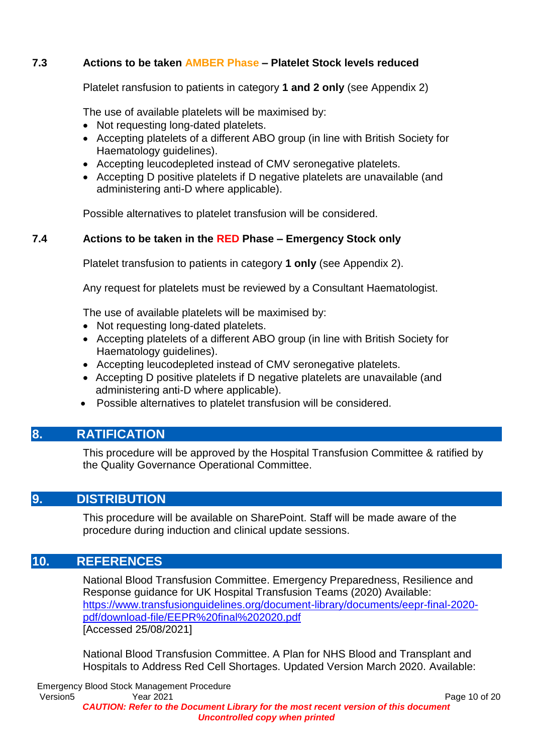### 7.3 Actions to be taken AMBER Phase – Platelet Stock levels reduced

Platelet ransfusion to patients in category **1 and 2 only** (see Appendix 2)

The use of available platelets will be maximised by:

- Not requesting long-dated platelets.
- Accepting platelets of a different ABO group (in line with British Society for Haematology guidelines).
- Accepting leucodepleted instead of CMV seronegative platelets.
- Accepting D positive platelets if D negative platelets are unavailable (and administering anti-D where applicable).

Possible alternatives to platelet transfusion will be considered.

### 7.4 Actions to be taken in the RED Phase – Emergency Stock only

Platelet transfusion to patients in category **1 only** (see Appendix 2).

Any request for platelets must be reviewed by a Consultant Haematologist.

The use of available platelets will be maximised by:

- Not requesting long-dated platelets.
- Accepting platelets of a different ABO group (in line with British Society for Haematology guidelines).
- Accepting leucodepleted instead of CMV seronegative platelets.
- Accepting D positive platelets if D negative platelets are unavailable (and administering anti-D where applicable).
- Possible alternatives to platelet transfusion will be considered.

## 8. RATIFICATION

This procedure will be approved by the Hospital Transfusion Committee & ratified by the Quality Governance Operational Committee.

## 9. DISTRIBUTION

This procedure will be available on SharePoint. Staff will be made aware of the procedure during induction and clinical update sessions.

## 10. REFERENCES

National Blood Transfusion Committee. Emergency Preparedness, Resilience and Response guidance for UK Hospital Transfusion Teams (2020) Available: https://www.transfusionguidelines.org/document-library/documents/eepr-final-2020-pdf/download-file/EEPR%20final%202020.pdf
[Accessed 25/08/2021]

National Blood Transfusion Committee. A Plan for NHS Blood and Transplant and Hospitals to Address Red Cell Shortages. Updated Version March 2020. Available: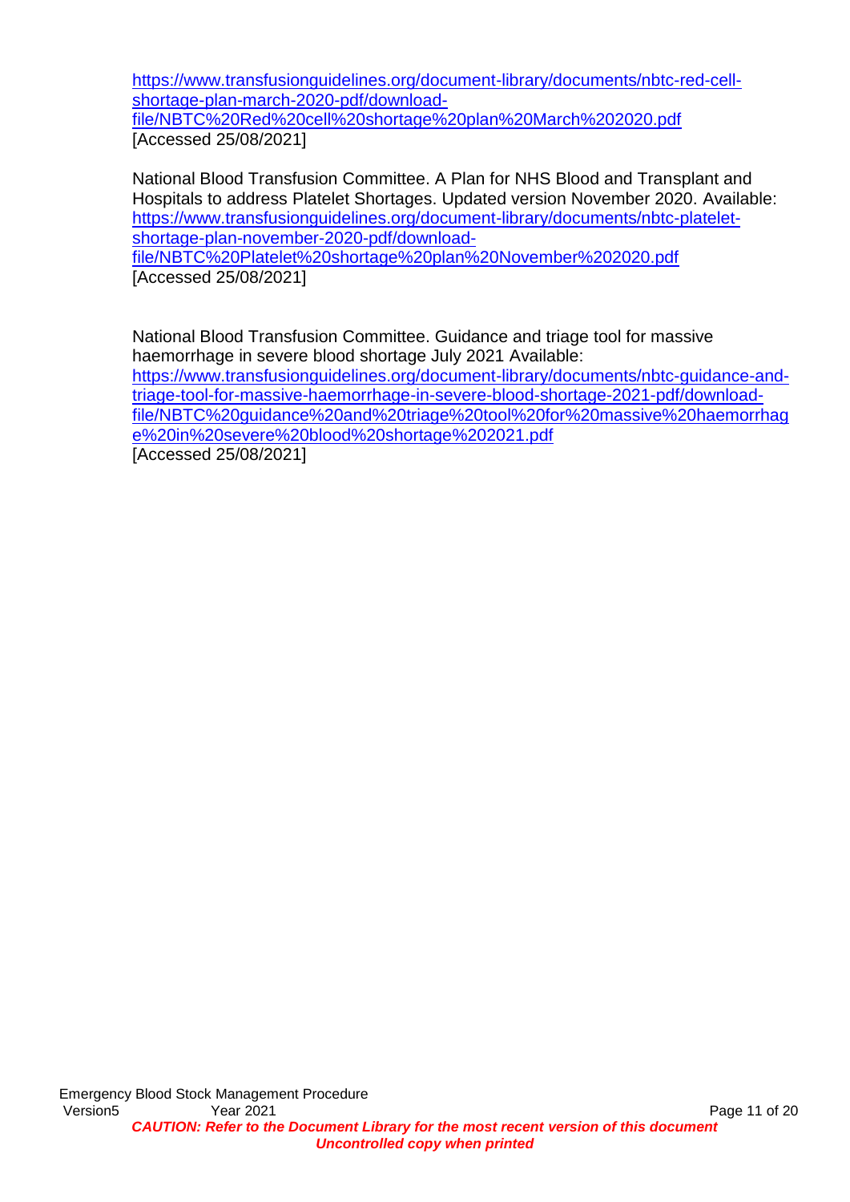https://www.transfusionguidelines.org/document-library/documents/nbtc-red-cell-shortage-plan-march-2020-pdf/download-file/NBTC%20Red%20cell%20shortage%20plan%20March%202020.pdf [Accessed 25/08/2021]

National Blood Transfusion Committee. A Plan for NHS Blood and Transplant and Hospitals to address Platelet Shortages. Updated version November 2020. Available: https://www.transfusionguidelines.org/document-library/documents/nbtc-platelet-shortage-plan-november-2020-pdf/download-file/NBTC%20Platelet%20shortage%20plan%20November%202020.pdf [Accessed 25/08/2021]

National Blood Transfusion Committee. Guidance and triage tool for massive haemorrhage in severe blood shortage July 2021 Available: https://www.transfusionguidelines.org/document-library/documents/nbtc-guidance-and-triage-tool-for-massive-haemorrhage-in-severe-blood-shortage-2021-pdf/download-file/NBTC%20guidance%20and%20triage%20tool%20for%20massive%20haemorrhage%20in%20severe%20blood%20shortage%202021.pdf [Accessed 25/08/2021]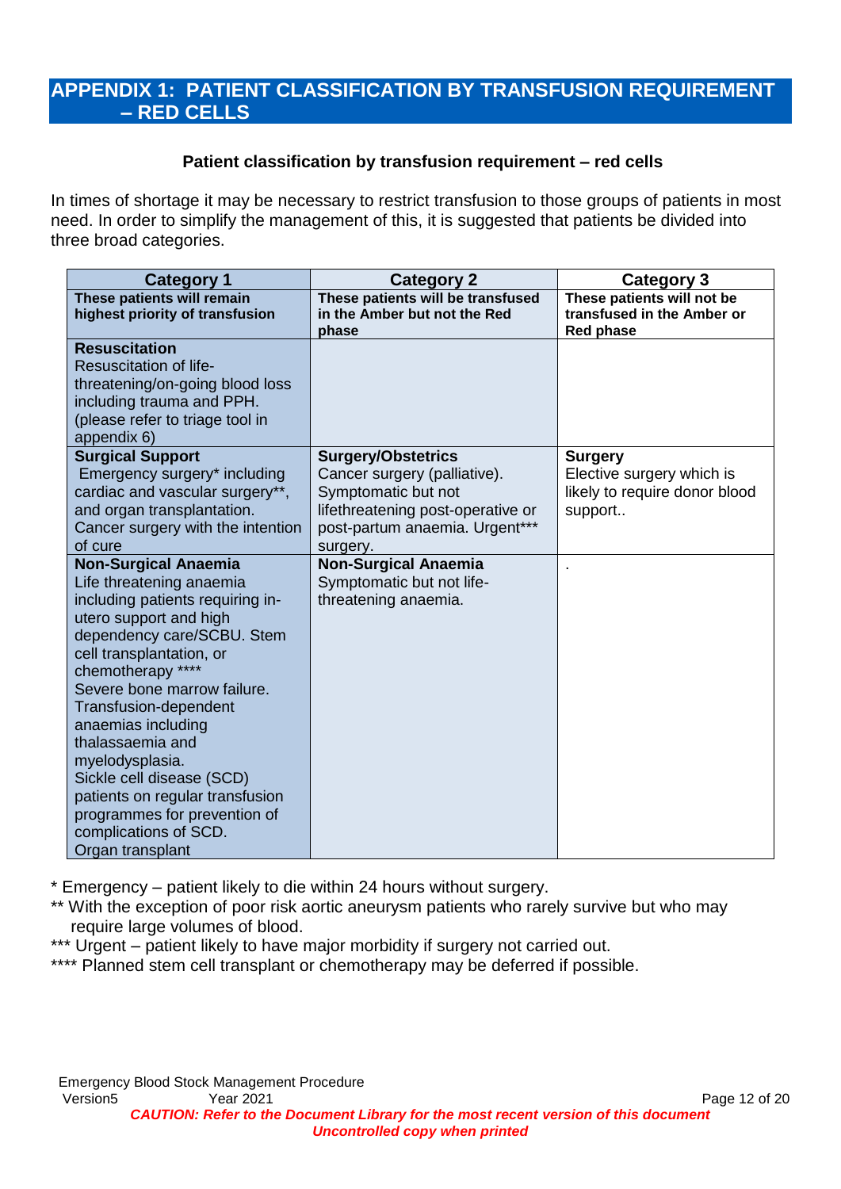# APPENDIX 1: PATIENT CLASSIFICATION BY TRANSFUSION REQUIREMENT – RED CELLS

**Patient classification by transfusion requirement – red cells**

In times of shortage it may be necessary to restrict transfusion to those groups of patients in most need. In order to simplify the management of this, it is suggested that patients be divided into three broad categories.

| Category 1 | Category 2 | Category 3 |
|---|---|---|
| **These patients will remain highest priority of transfusion** | **These patients will be transfused in the Amber but not the Red phase** | **These patients will not be transfused in the Amber or Red phase** |
| **Resuscitation**<br>Resuscitation of life-threatening/on-going blood loss including trauma and PPH. (please refer to triage tool in appendix 6) | | |
| **Surgical Support**<br>Emergency surgery* including cardiac and vascular surgery**, and organ transplantation. Cancer surgery with the intention of cure | **Surgery/Obstetrics**<br>Cancer surgery (palliative). Symptomatic but not lifethreatening post-operative or post-partum anaemia. Urgent*** surgery. | **Surgery**<br>Elective surgery which is likely to require donor blood support.. |
| **Non-Surgical Anaemia**<br>Life threatening anaemia including patients requiring in-utero support and high dependency care/SCBU. Stem cell transplantation, or chemotherapy ****<br>Severe bone marrow failure.<br>Transfusion-dependent anaemias including thalassaemia and myelodysplasia.<br>Sickle cell disease (SCD) patients on regular transfusion programmes for prevention of complications of SCD.<br>Organ transplant | **Non-Surgical Anaemia**<br>Symptomatic but not life-threatening anaemia. | . |

\* Emergency – patient likely to die within 24 hours without surgery.

** With the exception of poor risk aortic aneurysm patients who rarely survive but who may require large volumes of blood.

*** Urgent – patient likely to have major morbidity if surgery not carried out.

**** Planned stem cell transplant or chemotherapy may be deferred if possible.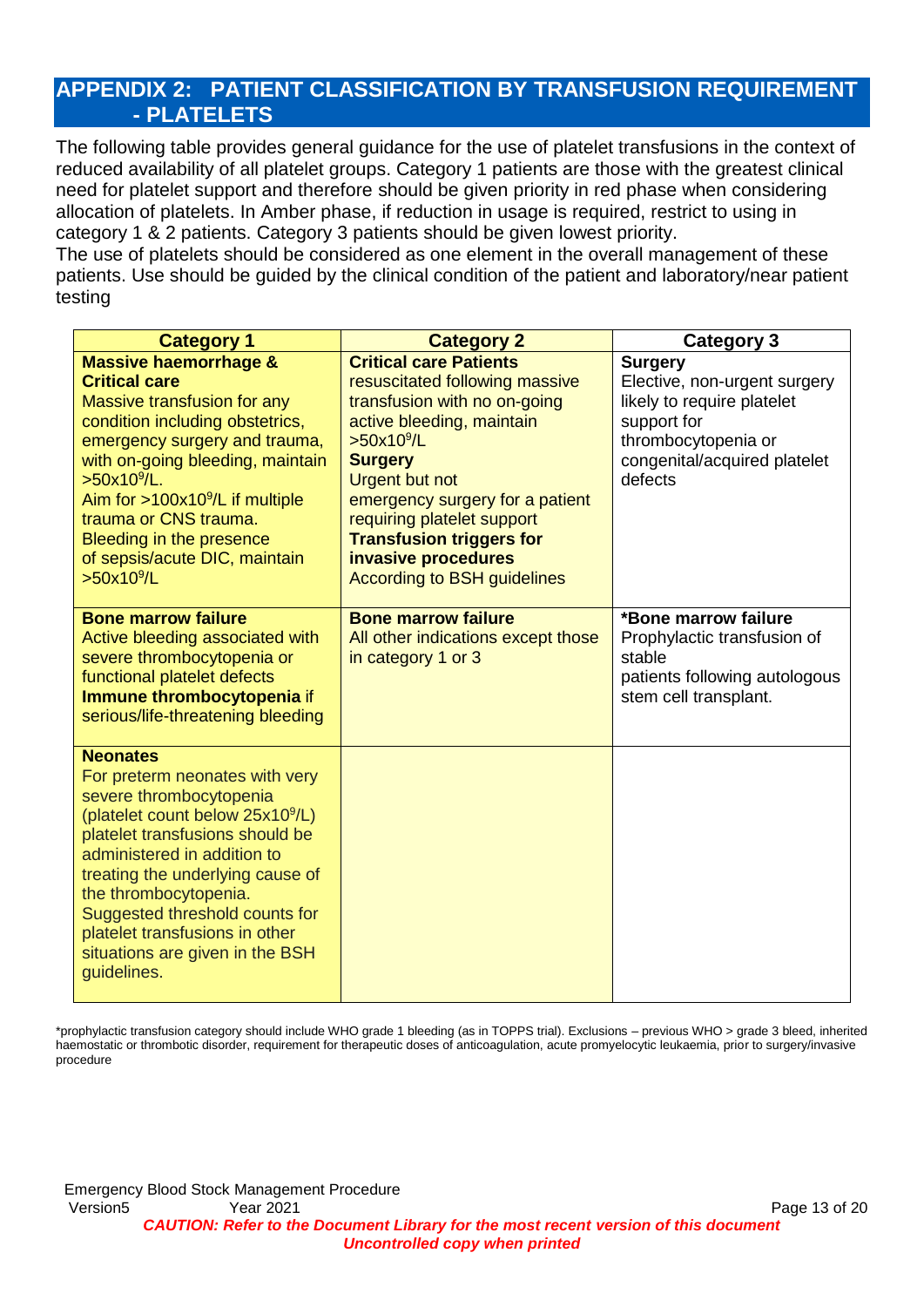## APPENDIX 2: PATIENT CLASSIFICATION BY TRANSFUSION REQUIREMENT - PLATELETS

The following table provides general guidance for the use of platelet transfusions in the context of reduced availability of all platelet groups. Category 1 patients are those with the greatest clinical need for platelet support and therefore should be given priority in red phase when considering allocation of platelets. In Amber phase, if reduction in usage is required, restrict to using in category 1 & 2 patients. Category 3 patients should be given lowest priority.
The use of platelets should be considered as one element in the overall management of these patients. Use should be guided by the clinical condition of the patient and laboratory/near patient testing

| Category 1 | Category 2 | Category 3 |
|---|---|---|
| **Massive haemorrhage & Critical care**<br>Massive transfusion for any condition including obstetrics, emergency surgery and trauma, with on-going bleeding, maintain $>50x10^9/L$.<br>Aim for $>100x10^9/L$ if multiple trauma or CNS trauma.<br>Bleeding in the presence of sepsis/acute DIC, maintain $>50x10^9/L$ | **Critical care Patients** resuscitated following massive transfusion with no on-going active bleeding, maintain $>50x10^9/L$<br>**Surgery**<br>Urgent but not emergency surgery for a patient requiring platelet support<br>**Transfusion triggers for invasive procedures**<br>According to BSH guidelines | **Surgery**<br>Elective, non-urgent surgery likely to require platelet support for thrombocytopenia or congenital/acquired platelet defects |
| **Bone marrow failure**<br>Active bleeding associated with severe thrombocytopenia or functional platelet defects<br>**Immune thrombocytopenia** if serious/life-threatening bleeding | **Bone marrow failure**<br>All other indications except those in category 1 or 3 | ***Bone marrow failure**<br>Prophylactic transfusion of stable patients following autologous stem cell transplant. |
| **Neonates**<br>For preterm neonates with very severe thrombocytopenia (platelet count below $25x10^9/L$) platelet transfusions should be administered in addition to treating the underlying cause of the thrombocytopenia.<br>Suggested threshold counts for platelet transfusions in other situations are given in the BSH guidelines. | | |

*prophylactic transfusion category should include WHO grade 1 bleeding (as in TOPPS trial). Exclusions – previous WHO > grade 3 bleed, inherited haemostatic or thrombotic disorder, requirement for therapeutic doses of anticoagulation, acute promyelocytic leukaemia, prior to surgery/invasive procedure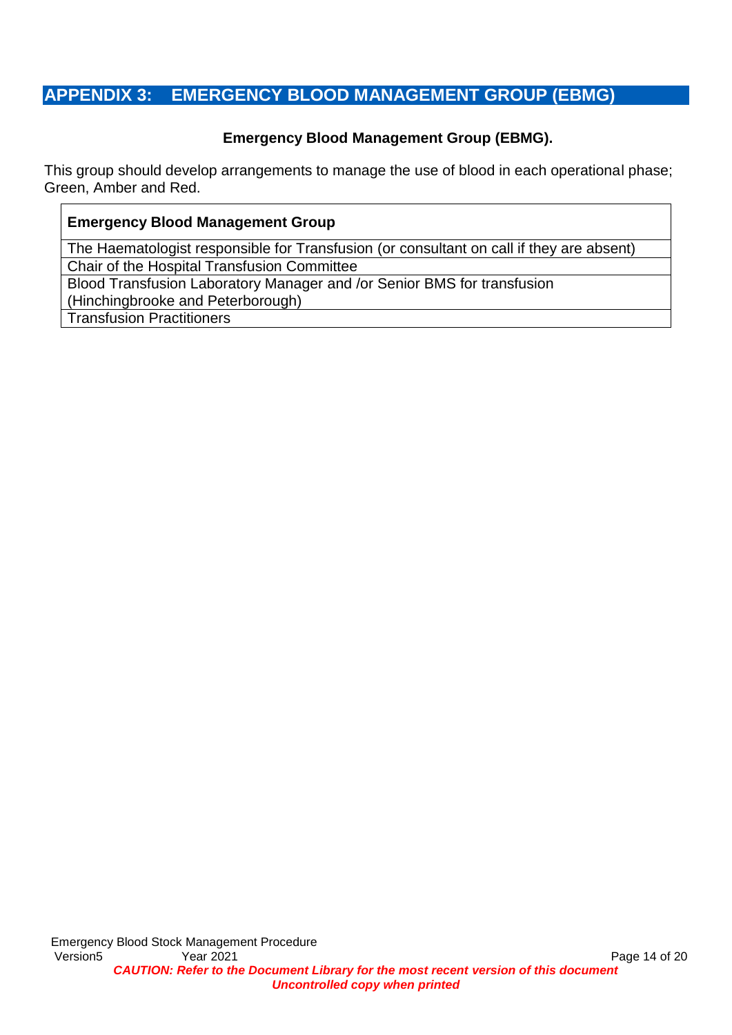# APPENDIX 3: EMERGENCY BLOOD MANAGEMENT GROUP (EBMG)

**Emergency Blood Management Group (EBMG).**

This group should develop arrangements to manage the use of blood in each operational phase; Green, Amber and Red.

| **Emergency Blood Management Group** |
| --- |
| The Haematologist responsible for Transfusion (or consultant on call if they are absent) |
| Chair of the Hospital Transfusion Committee |
| Blood Transfusion Laboratory Manager and /or Senior BMS for transfusion (Hinchingbrooke and Peterborough) |
| Transfusion Practitioners |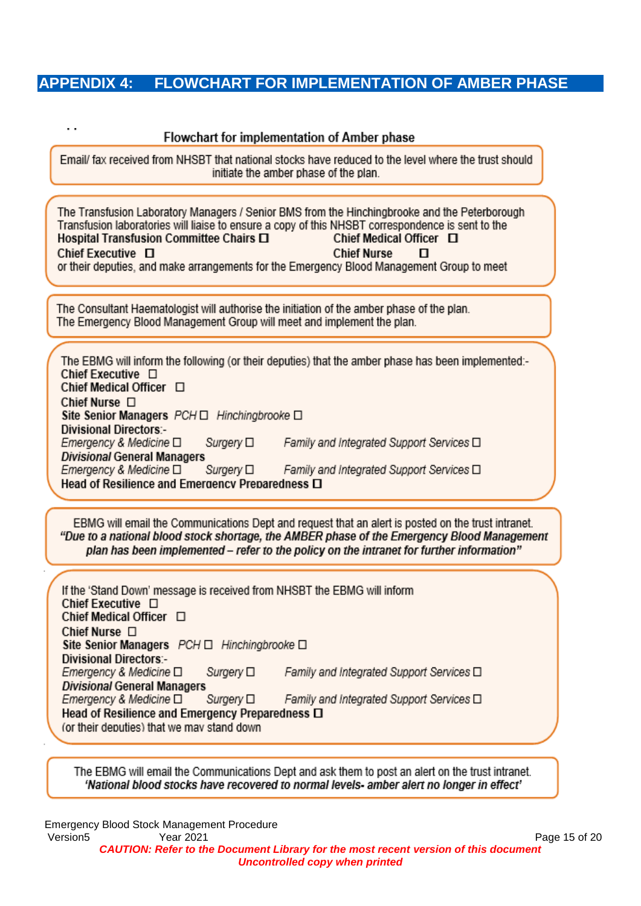## APPENDIX 4: FLOWCHART FOR IMPLEMENTATION OF AMBER PHASE

### Flowchart for implementation of Amber phase

Email/ fax received from NHSBT that national stocks have reduced to the level where the trust should initiate the amber phase of the plan.

---

The Transfusion Laboratory Managers / Senior BMS from the Hinchingbrooke and the Peterborough Transfusion laboratories will liaise to ensure a copy of this NHSBT correspondence is sent to the

**Hospital Transfusion Committee Chairs** ☐ **Chief Medical Officer** ☐
**Chief Executive** ☐ **Chief Nurse** ☐

or their deputies, and make arrangements for the Emergency Blood Management Group to meet

---

The Consultant Haematologist will authorise the initiation of the amber phase of the plan.
The Emergency Blood Management Group will meet and implement the plan.

---

The EBMG will inform the following (or their deputies) that the amber phase has been implemented:-

**Chief Executive** ☐
**Chief Medical Officer** ☐
**Chief Nurse** ☐
**Site Senior Managers** *PCH* ☐ *Hinchingbrooke* ☐
**Divisional Directors**:-
*Emergency & Medicine* ☐ *Surgery* ☐ *Family and Integrated Support Services* ☐
***Divisional* General Managers**
*Emergency & Medicine* ☐ *Surgery* ☐ *Family and Integrated Support Services* ☐
**Head of Resilience and Emergency Preparedness** ☐

---

EBMG will email the Communications Dept and request that an alert is posted on the trust intranet.
***"Due to a national blood stock shortage, the AMBER phase of the Emergency Blood Management plan has been implemented – refer to the policy on the intranet for further information"***

---

If the 'Stand Down' message is received from NHSBT the EBMG will inform

**Chief Executive** ☐
**Chief Medical Officer** ☐
**Chief Nurse** ☐
**Site Senior Managers** *PCH* ☐ *Hinchingbrooke* ☐
**Divisional Directors**:-
*Emergency & Medicine* ☐ *Surgery* ☐ *Family and Integrated Support Services* ☐
***Divisional* General Managers**
*Emergency & Medicine* ☐ *Surgery* ☐ *Family and Integrated Support Services* ☐
**Head of Resilience and Emergency Preparedness** ☐
(or their deputies) that we may stand down

---

The EBMG will email the Communications Dept and ask them to post an alert on the trust intranet.
***'National blood stocks have recovered to normal levels- amber alert no longer in effect'***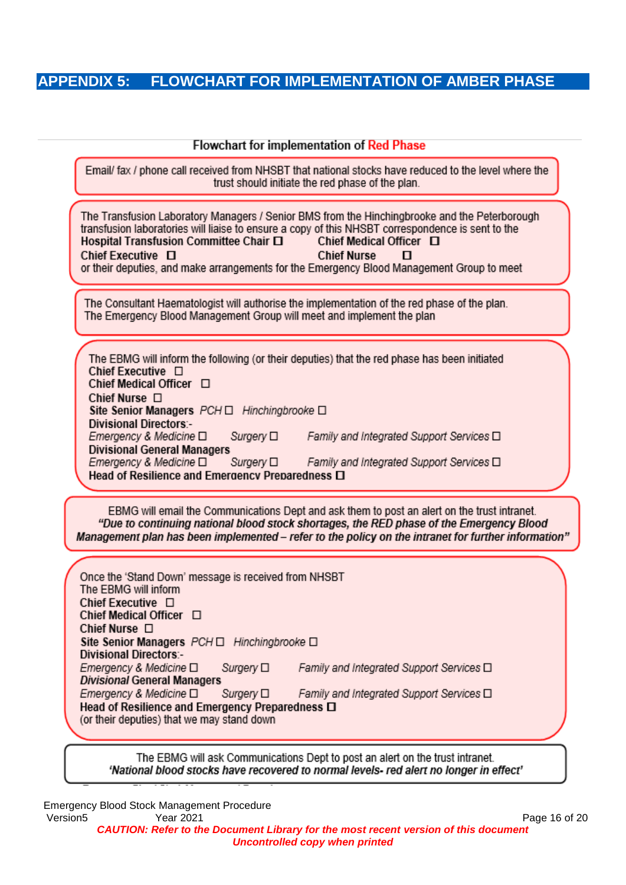## APPENDIX 5: FLOWCHART FOR IMPLEMENTATION OF AMBER PHASE

### Flowchart for implementation of Red Phase

Email/ fax / phone call received from NHSBT that national stocks have reduced to the level where the trust should initiate the red phase of the plan.

The Transfusion Laboratory Managers / Senior BMS from the Hinchingbrooke and the Peterborough transfusion laboratories will liaise to ensure a copy of this NHSBT correspondence is sent to the
**Hospital Transfusion Committee Chair** ☐ **Chief Medical Officer** ☐
**Chief Executive** ☐ **Chief Nurse** ☐
or their deputies, and make arrangements for the Emergency Blood Management Group to meet

The Consultant Haematologist will authorise the implementation of the red phase of the plan.
The Emergency Blood Management Group will meet and implement the plan

The EBMG will inform the following (or their deputies) that the red phase has been initiated
**Chief Executive** ☐
**Chief Medical Officer** ☐
**Chief Nurse** ☐
**Site Senior Managers** *PCH* ☐ *Hinchingbrooke* ☐
**Divisional Directors**:-
*Emergency & Medicine* ☐ *Surgery* ☐ *Family and Integrated Support Services* ☐
**Divisional General Managers**
*Emergency & Medicine* ☐ *Surgery* ☐ *Family and Integrated Support Services* ☐
**Head of Resilience and Emergency Preparedness** ☐

EBMG will email the Communications Dept and ask them to post an alert on the trust intranet.
***"Due to continuing national blood stock shortages, the RED phase of the Emergency Blood Management plan has been implemented – refer to the policy on the intranet for further information"***

Once the 'Stand Down' message is received from NHSBT
The EBMG will inform
**Chief Executive** ☐
**Chief Medical Officer** ☐
**Chief Nurse** ☐
**Site Senior Managers** *PCH* ☐ *Hinchingbrooke* ☐
**Divisional Directors**:-
*Emergency & Medicine* ☐ *Surgery* ☐ *Family and Integrated Support Services* ☐
***Divisional* General Managers**
*Emergency & Medicine* ☐ *Surgery* ☐ *Family and Integrated Support Services* ☐
**Head of Resilience and Emergency Preparedness** ☐
(or their deputies) that we may stand down

The EBMG will ask Communications Dept to post an alert on the trust intranet.
***'National blood stocks have recovered to normal levels- red alert no longer in effect'***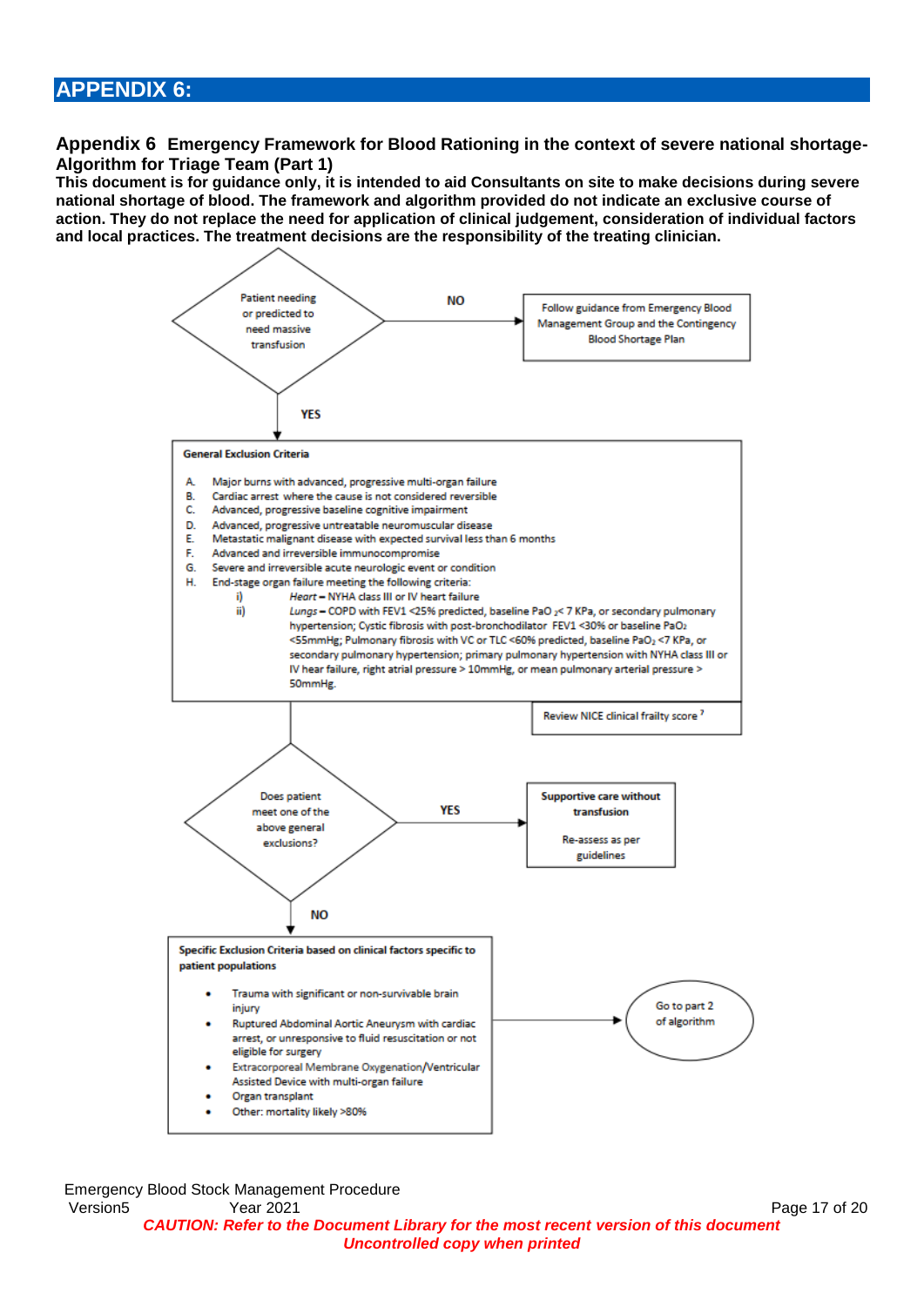# APPENDIX 6:

**Appendix 6 Emergency Framework for Blood Rationing in the context of severe national shortage- Algorithm for Triage Team (Part 1)**

**This document is for guidance only, it is intended to aid Consultants on site to make decisions during severe national shortage of blood. The framework and algorithm provided do not indicate an exclusive course of action. They do not replace the need for application of clinical judgement, consideration of individual factors and local practices. The treatment decisions are the responsibility of the treating clinician.**

Patient needing or predicted to need massive transfusion

- **NO** → Follow guidance from Emergency Blood Management Group and the Contingency Blood Shortage Plan
- **YES** → General Exclusion Criteria

**General Exclusion Criteria**

A. Major burns with advanced, progressive multi-organ failure
B. Cardiac arrest where the cause is not considered reversible
C. Advanced, progressive baseline cognitive impairment
D. Advanced, progressive untreatable neuromuscular disease
E. Metastatic malignant disease with expected survival less than 6 months
F. Advanced and irreversible immunocompromise
G. Severe and irreversible acute neurologic event or condition
H. End-stage organ failure meeting the following criteria:
   i) *Heart* – NYHA class III or IV heart failure
   ii) *Lungs* – COPD with FEV1 <25% predicted, baseline $PaO_2$< 7 KPa, or secondary pulmonary hypertension; Cystic fibrosis with post-bronchodilator FEV1 <30% or baseline $PaO_2$ <55mmHg; Pulmonary fibrosis with VC or TLC <60% predicted, baseline $PaO_2$ <7 KPa, or secondary pulmonary hypertension; primary pulmonary hypertension with NYHA class III or IV hear failure, right atrial pressure > 10mmHg, or mean pulmonary arterial pressure > 50mmHg.

Review NICE clinical frailty score [7]

Does patient meet one of the above general exclusions?

- **YES** → **Supportive care without transfusion**. Re-assess as per guidelines
- **NO** → Specific Exclusion Criteria

**Specific Exclusion Criteria based on clinical factors specific to patient populations**

- Trauma with significant or non-survivable brain injury
- Ruptured Abdominal Aortic Aneurysm with cardiac arrest, or unresponsive to fluid resuscitation or not eligible for surgery
- Extracorporeal Membrane Oxygenation/Ventricular Assisted Device with multi-organ failure
- Organ transplant
- Other: mortality likely >80%

→ Go to part 2 of algorithm

Emergency Blood Stock Management Procedure
Version5 Year 2021

*CAUTION: Refer to the Document Library for the most recent version of this document*
*Uncontrolled copy when printed*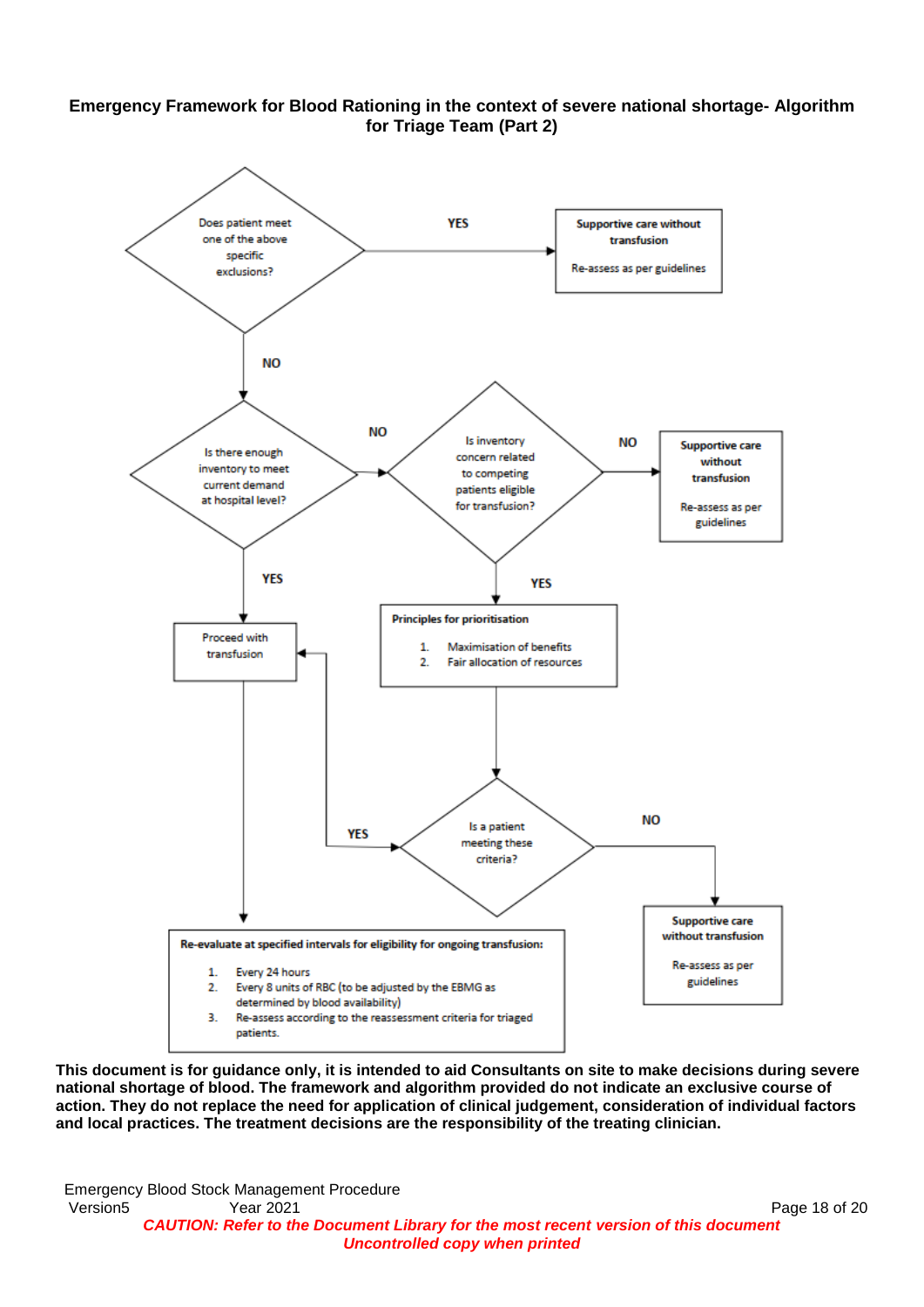**Emergency Framework for Blood Rationing in the context of severe national shortage- Algorithm for Triage Team (Part 2)**

Does patient meet one of the above specific exclusions?

- **YES** → Supportive care without transfusion. Re-assess as per guidelines
- **NO** → Is there enough inventory to meet current demand at hospital level?
  - **YES** → Proceed with transfusion
  - **NO** → Is inventory concern related to competing patients eligible for transfusion?
    - **NO** → Supportive care without transfusion. Re-assess as per guidelines
    - **YES** → Principles for prioritisation
      1. Maximisation of benefits
      2. Fair allocation of resources

      → Is a patient meeting these criteria?
      - **YES** → Proceed with transfusion
      - **NO** → Supportive care without transfusion. Re-assess as per guidelines

Proceed with transfusion → **Re-evaluate at specified intervals for eligibility for ongoing transfusion:**

1. Every 24 hours
2. Every 8 units of RBC (to be adjusted by the EBMG as determined by blood availability)
3. Re-assess according to the reassessment criteria for triaged patients.

**This document is for guidance only, it is intended to aid Consultants on site to make decisions during severe national shortage of blood. The framework and algorithm provided do not indicate an exclusive course of action. They do not replace the need for application of clinical judgement, consideration of individual factors and local practices. The treatment decisions are the responsibility of the treating clinician.**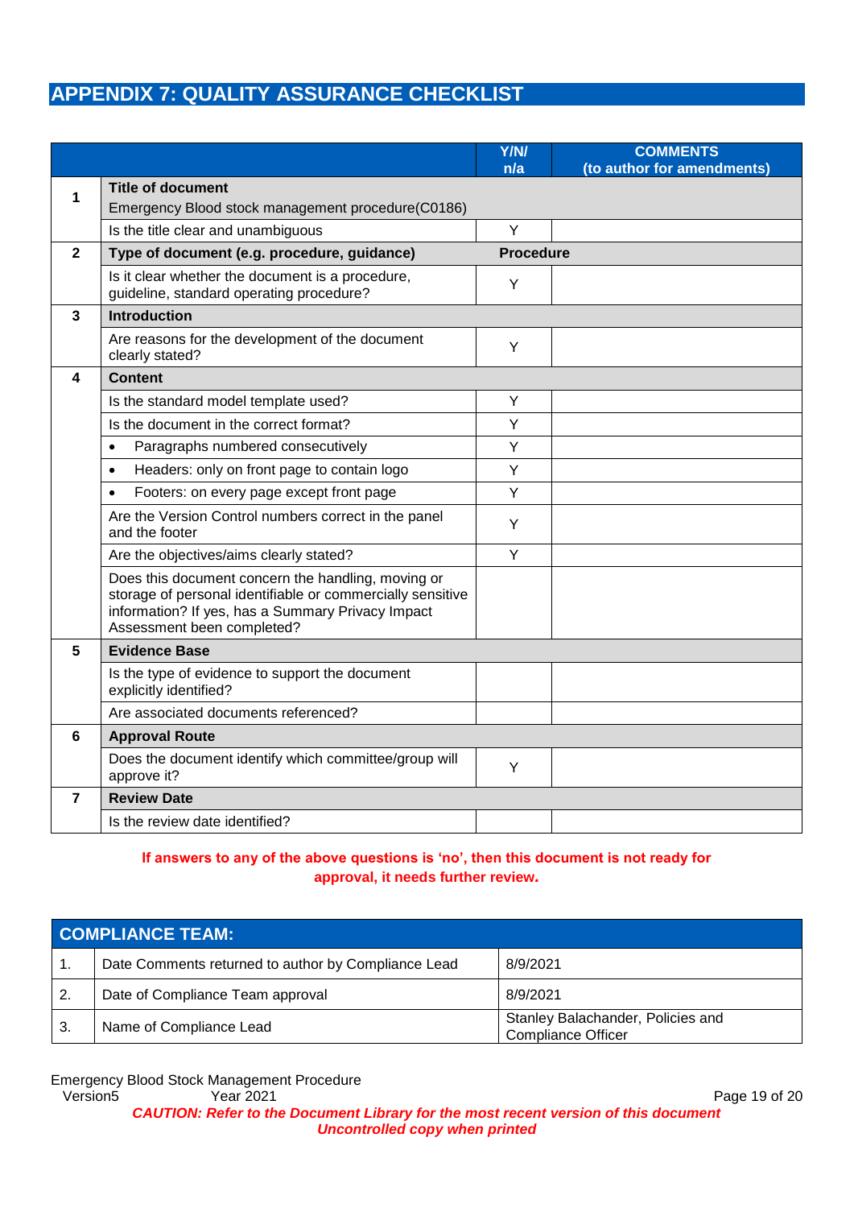## APPENDIX 7: QUALITY ASSURANCE CHECKLIST

| | | Y/N/ n/a | COMMENTS (to author for amendments) |
|---|---|---|---|
| **1** | **Title of document**<br>Emergency Blood stock management procedure(C0186) | | |
| | Is the title clear and unambiguous | Y | |
| **2** | **Type of document (e.g. procedure, guidance)** | **Procedure** | |
| | Is it clear whether the document is a procedure, guideline, standard operating procedure? | Y | |
| **3** | **Introduction** | | |
| | Are reasons for the development of the document clearly stated? | Y | |
| **4** | **Content** | | |
| | Is the standard model template used? | Y | |
| | Is the document in the correct format? | Y | |
| | • Paragraphs numbered consecutively | Y | |
| | • Headers: only on front page to contain logo | Y | |
| | • Footers: on every page except front page | Y | |
| | Are the Version Control numbers correct in the panel and the footer | Y | |
| | Are the objectives/aims clearly stated? | Y | |
| | Does this document concern the handling, moving or storage of personal identifiable or commercially sensitive information? If yes, has a Summary Privacy Impact Assessment been completed? | | |
| **5** | **Evidence Base** | | |
| | Is the type of evidence to support the document explicitly identified? | | |
| | Are associated documents referenced? | | |
| **6** | **Approval Route** | | |
| | Does the document identify which committee/group will approve it? | Y | |
| **7** | **Review Date** | | |
| | Is the review date identified? | | |

**If answers to any of the above questions is 'no', then this document is not ready for approval, it needs further review.**

| COMPLIANCE TEAM: | | |
|---|---|---|
| 1. | Date Comments returned to author by Compliance Lead | 8/9/2021 |
| 2. | Date of Compliance Team approval | 8/9/2021 |
| 3. | Name of Compliance Lead | Stanley Balachander, Policies and Compliance Officer |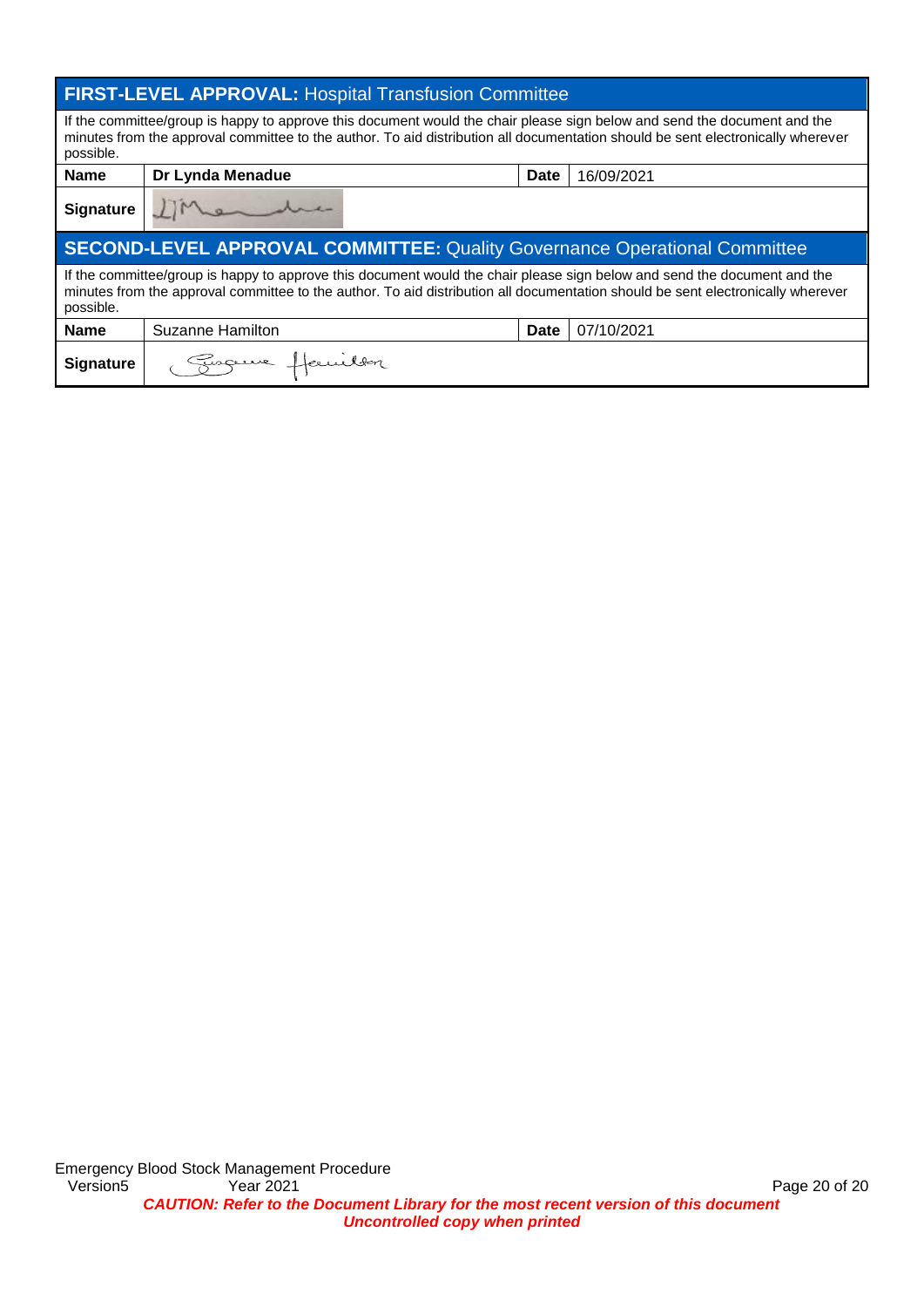| FIRST-LEVEL APPROVAL: Hospital Transfusion Committee | | | |
|---|---|---|---|
| If the committee/group is happy to approve this document would the chair please sign below and send the document and the minutes from the approval committee to the author. To aid distribution all documentation should be sent electronically wherever possible. | | | |
| **Name** | **Dr Lynda Menadue** | **Date** | 16/09/2021 |
| **Signature** | | | |

| SECOND-LEVEL APPROVAL COMMITTEE: Quality Governance Operational Committee | | | |
|---|---|---|---|
| If the committee/group is happy to approve this document would the chair please sign below and send the document and the minutes from the approval committee to the author. To aid distribution all documentation should be sent electronically wherever possible. | | | |
| **Name** | Suzanne Hamilton | **Date** | 07/10/2021 |
| **Signature** | | | |